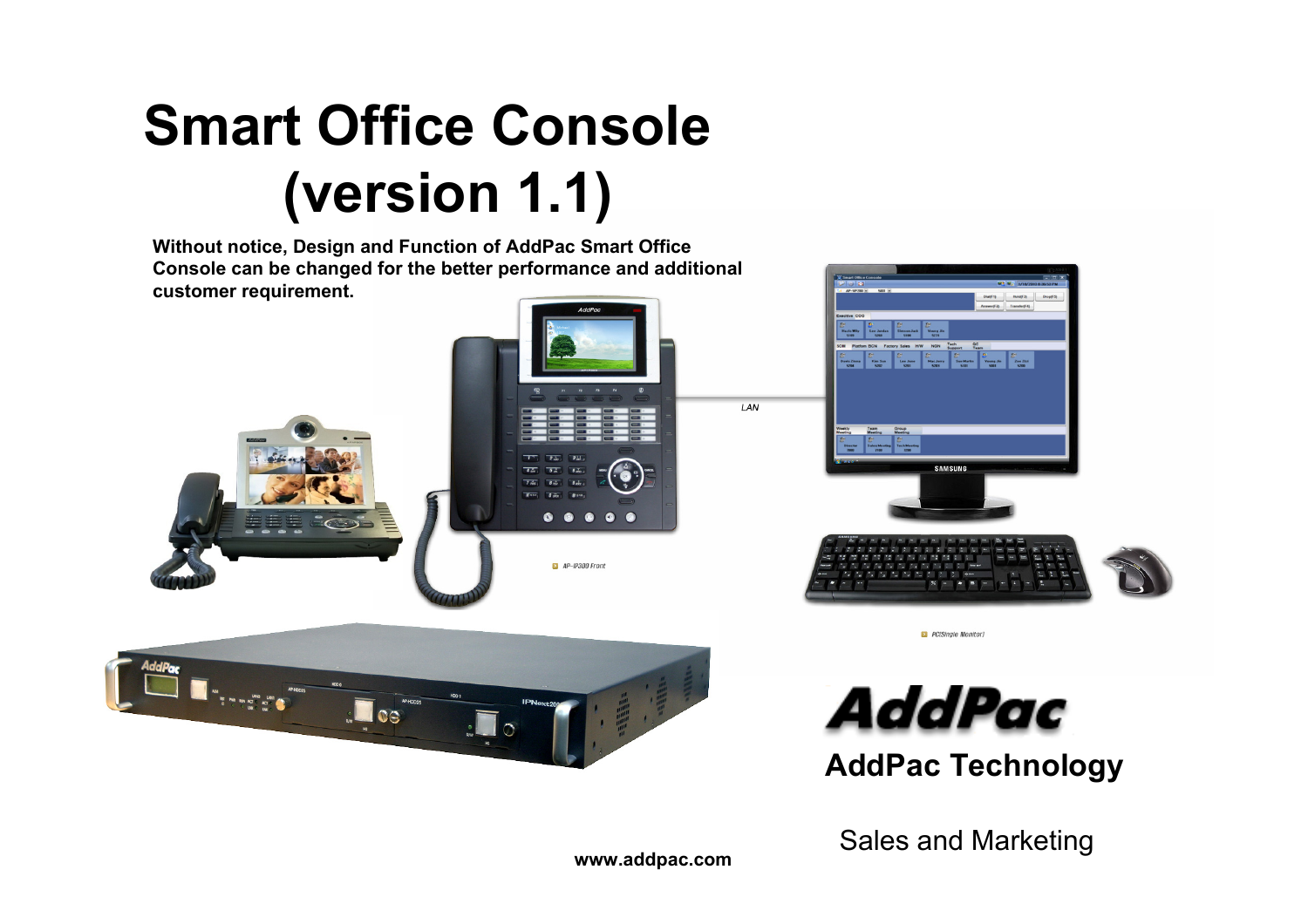# Smart Office Console (version 1.1)

**Without notice, Design and Function of AddPac Smart Office Console can be changed for the better performance and additional customer requirement.**

LAN

AP-IP300 Front

PC(Single Monitor)

**AddPac Technology**

Sales and Marketing

**www.addpac.com**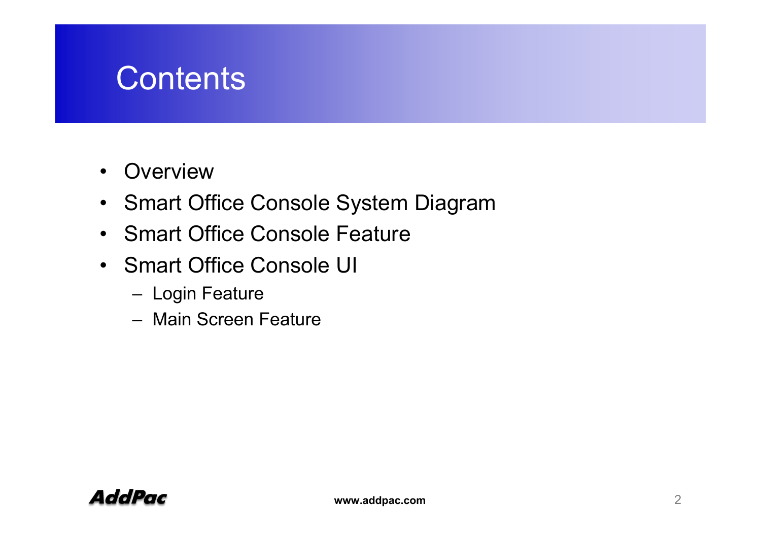# Contents

- Overview
- Smart Office Console System Diagram
- Smart Office Console Feature
- Smart Office Console UI
  - Login Feature
  - Main Screen Feature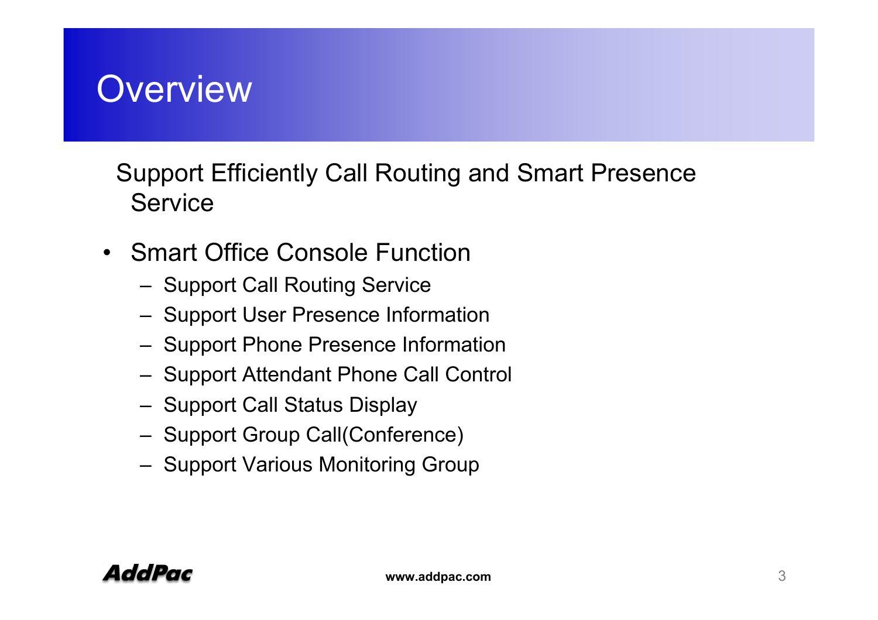# Overview

Support Efficiently Call Routing and Smart Presence Service

- Smart Office Console Function
  - Support Call Routing Service
  - Support User Presence Information
  - Support Phone Presence Information
  - Support Attendant Phone Call Control
  - Support Call Status Display
  - Support Group Call(Conference)
  - Support Various Monitoring Group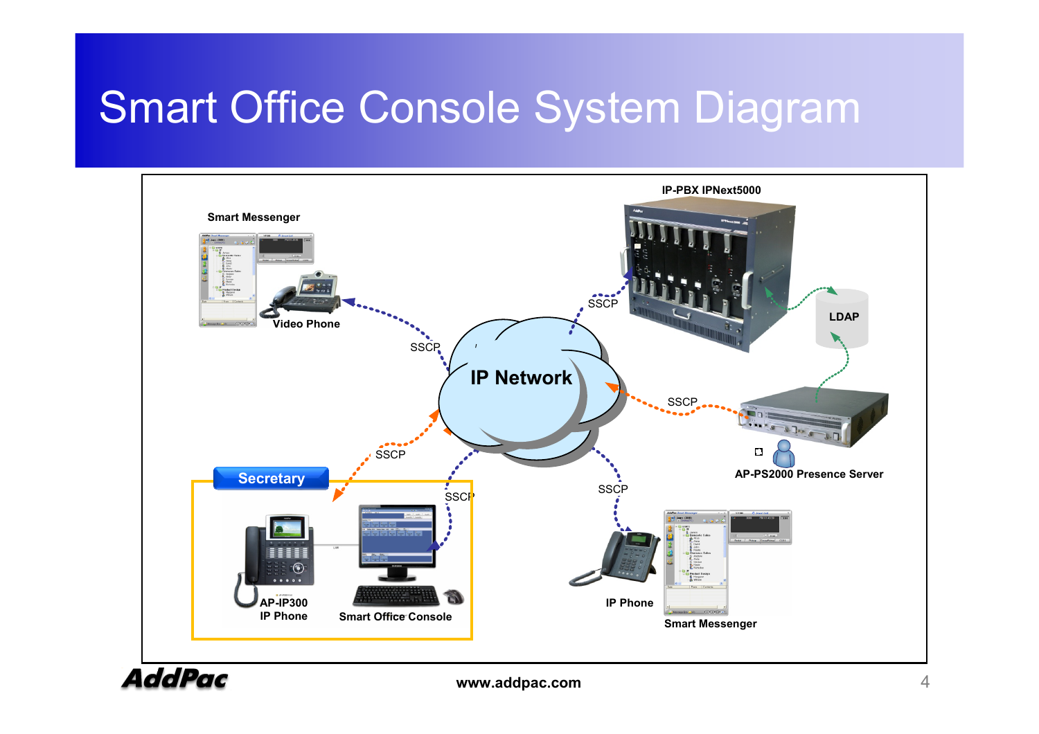# Smart Office Console System Diagram

IP-PBX IPNext5000

Smart Messenger

Video Phone

SSCP

SSCP

IP Network

LDAP

SSCP

SSCP

Secretary

SSCP

AP-PS2000 Presence Server

SSCP

AP-IP300
IP Phone

Smart Office Console

IP Phone

Smart Messenger

www.addpac.com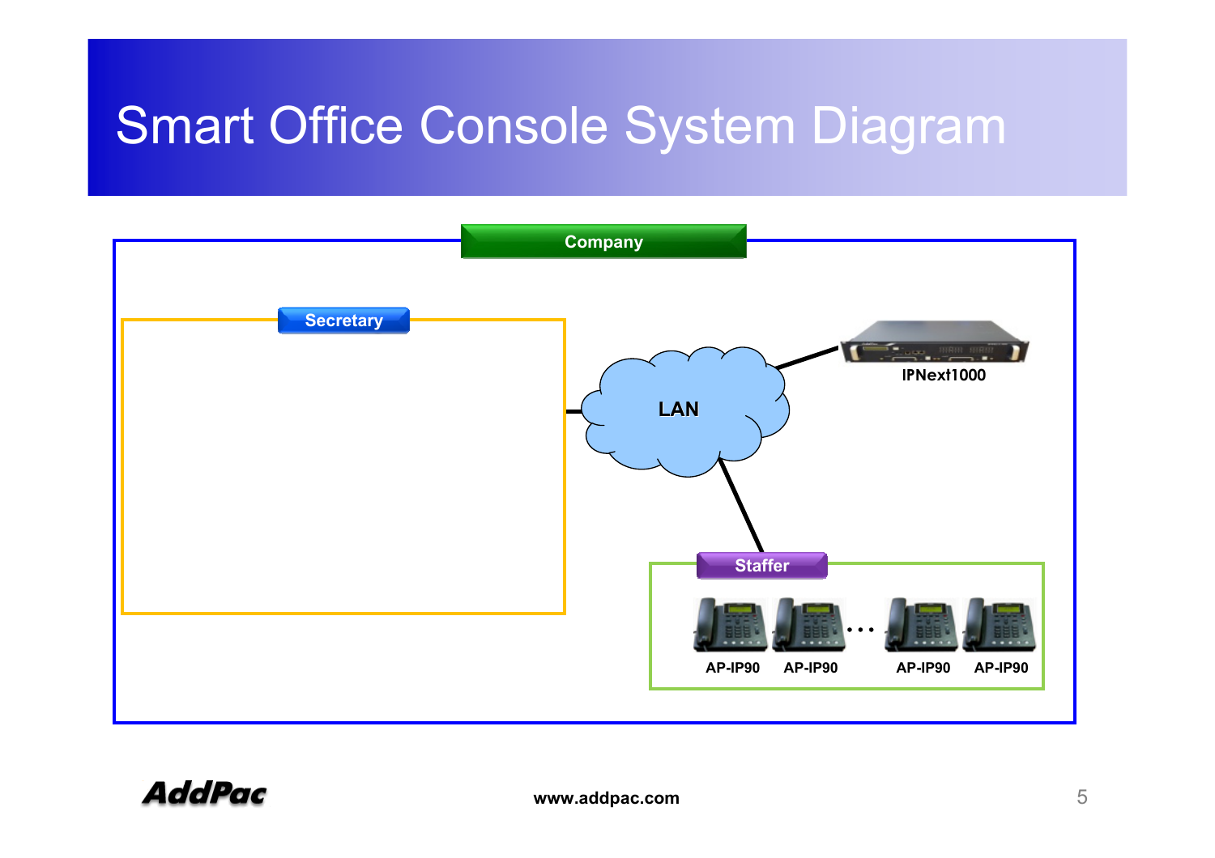# Smart Office Console System Diagram

Company

Secretary

LAN

IPNext1000

Staffer

AP-IP90 AP-IP90 … AP-IP90 AP-IP90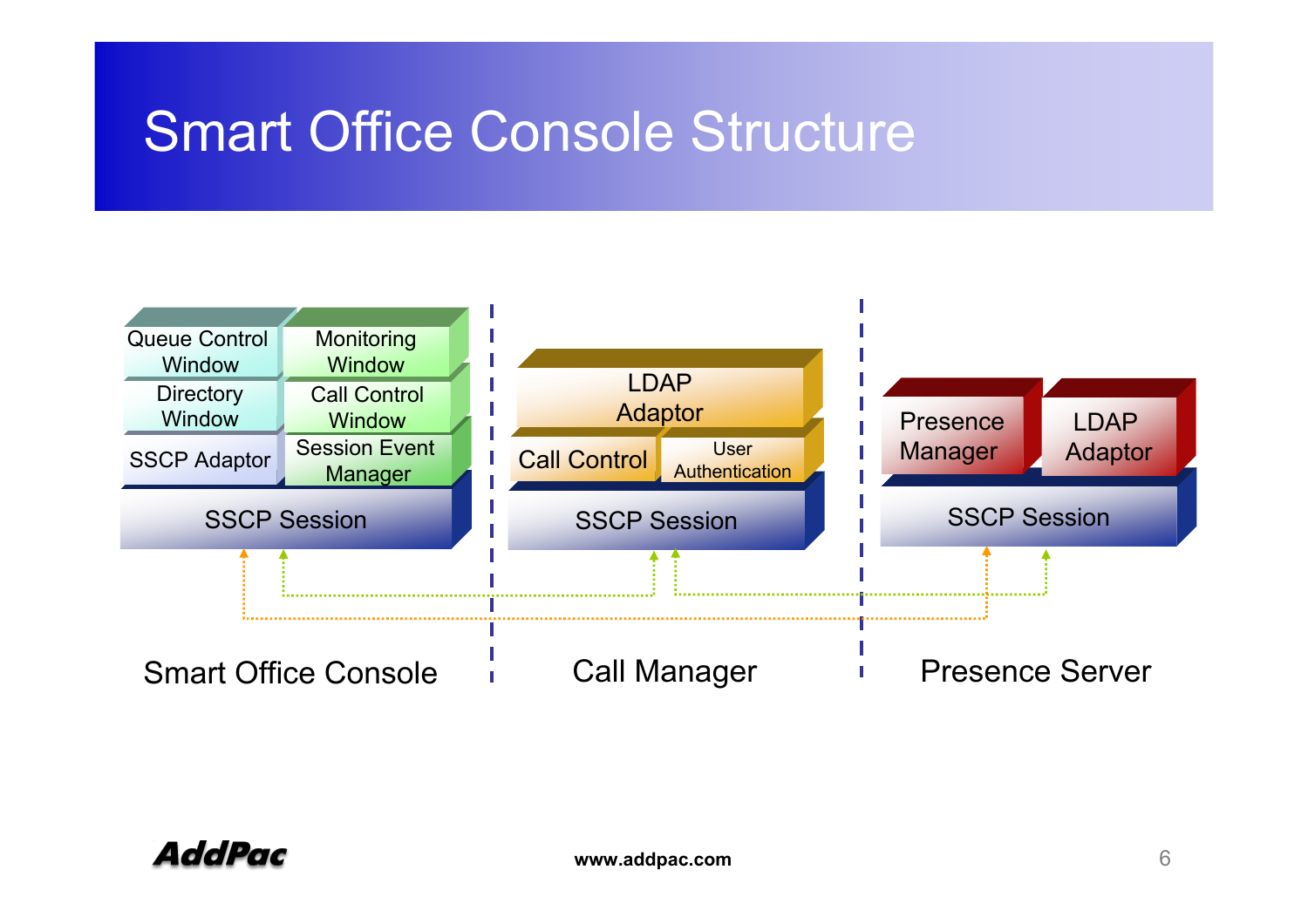# Smart Office Console Structure

**Smart Office Console**

- Queue Control Window
- Monitoring Window
- Directory Window
- Call Control Window
- SSCP Adaptor
- Session Event Manager
- SSCP Session

**Call Manager**

- LDAP Adaptor
- Call Control
- User Authentication
- SSCP Session

**Presence Server**

- Presence Manager
- LDAP Adaptor
- SSCP Session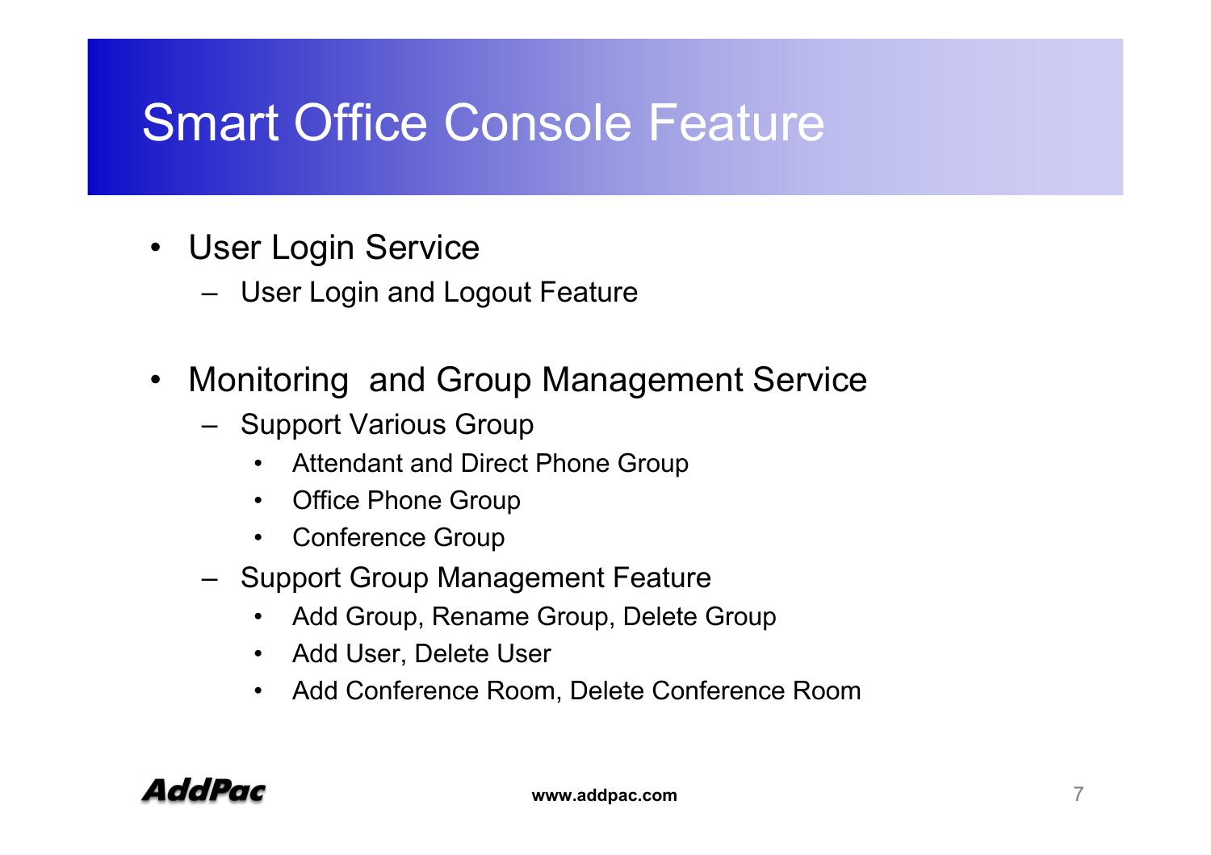# Smart Office Console Feature

- User Login Service
  - User Login and Logout Feature

- Monitoring  and Group Management Service
  - Support Various Group
    - Attendant and Direct Phone Group
    - Office Phone Group
    - Conference Group
  - Support Group Management Feature
    - Add Group, Rename Group, Delete Group
    - Add User, Delete User
    - Add Conference Room, Delete Conference Room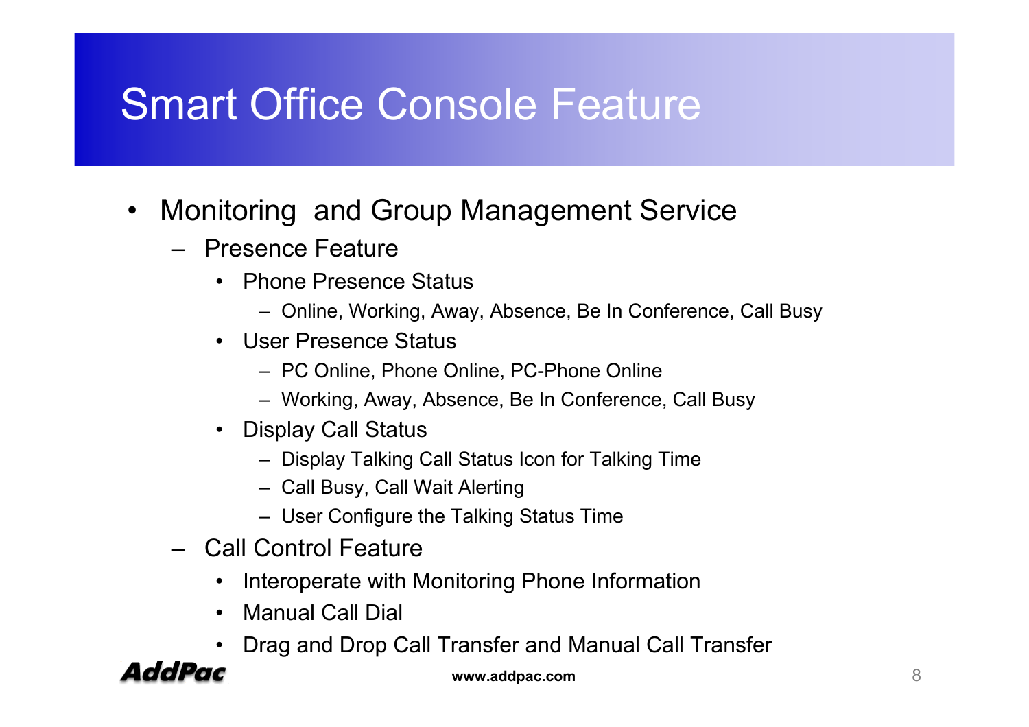# Smart Office Console Feature

- Monitoring  and Group Management Service
  - Presence Feature
    - Phone Presence Status
      - Online, Working, Away, Absence, Be In Conference, Call Busy
    - User Presence Status
      - PC Online, Phone Online, PC-Phone Online
      - Working, Away, Absence, Be In Conference, Call Busy
    - Display Call Status
      - Display Talking Call Status Icon for Talking Time
      - Call Busy, Call Wait Alerting
      - User Configure the Talking Status Time
  - Call Control Feature
    - Interoperate with Monitoring Phone Information
    - Manual Call Dial
    - Drag and Drop Call Transfer and Manual Call Transfer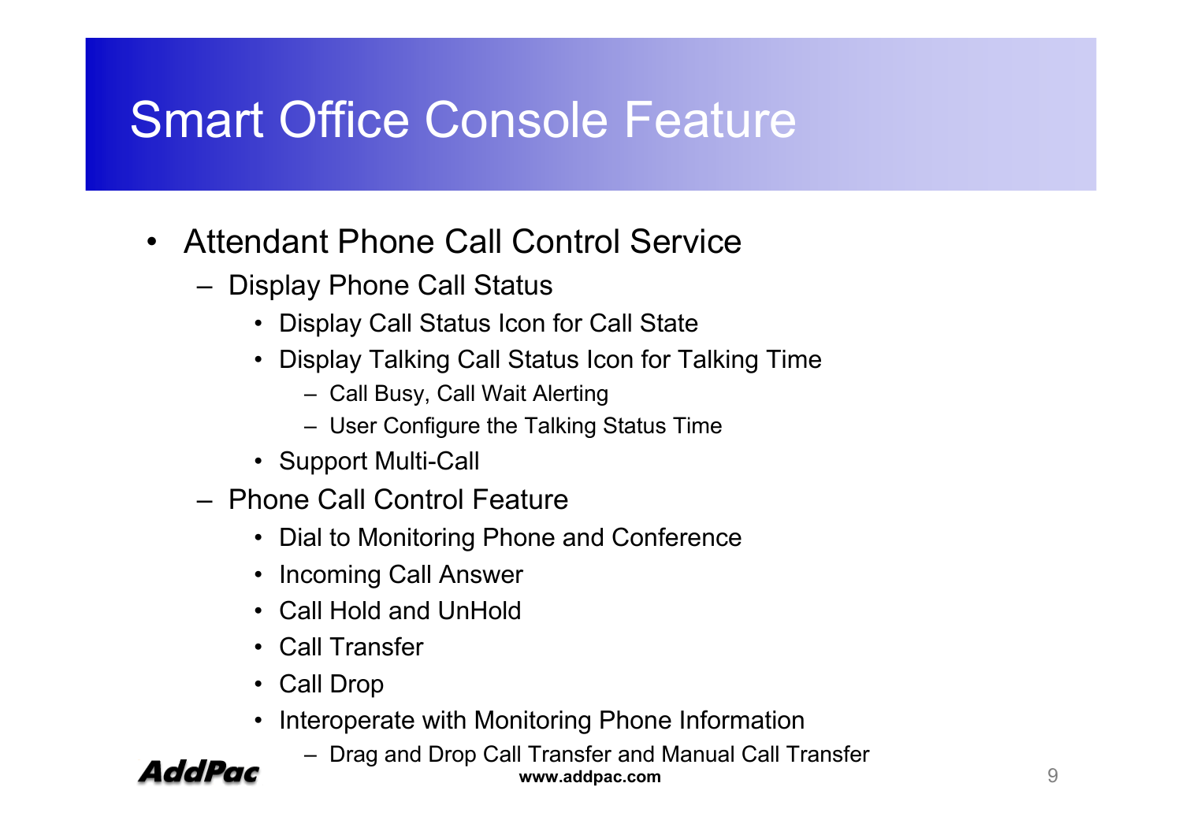# Smart Office Console Feature

- Attendant Phone Call Control Service
  - Display Phone Call Status
    - Display Call Status Icon for Call State
    - Display Talking Call Status Icon for Talking Time
      - Call Busy, Call Wait Alerting
      - User Configure the Talking Status Time
    - Support Multi-Call
  - Phone Call Control Feature
    - Dial to Monitoring Phone and Conference
    - Incoming Call Answer
    - Call Hold and UnHold
    - Call Transfer
    - Call Drop
    - Interoperate with Monitoring Phone Information
      - Drag and Drop Call Transfer and Manual Call Transfer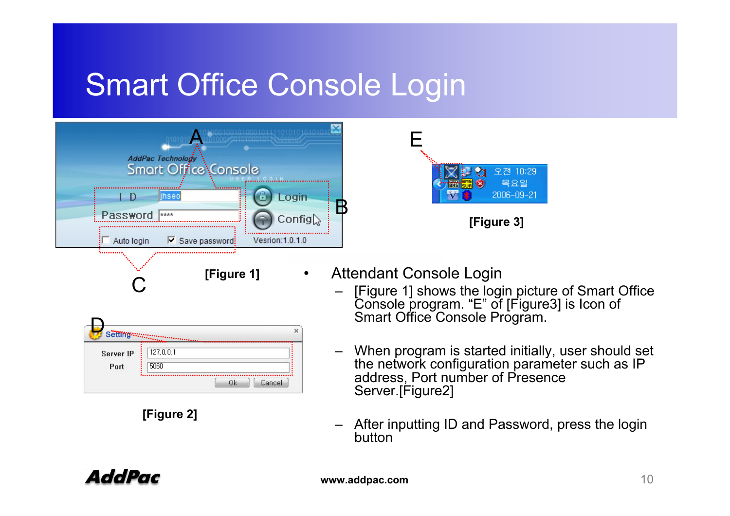# Smart Office Console Login

[Figure 1]

[Figure 2]

[Figure 3]

- Attendant Console Login
  - [Figure 1] shows the login picture of Smart Office Console program. “E” of [Figure3] is Icon of Smart Office Console Program.
  - When program is started initially, user should set the network configuration parameter such as IP address, Port number of Presence Server.[Figure2]
  - After inputting ID and Password, press the login button

www.addpac.com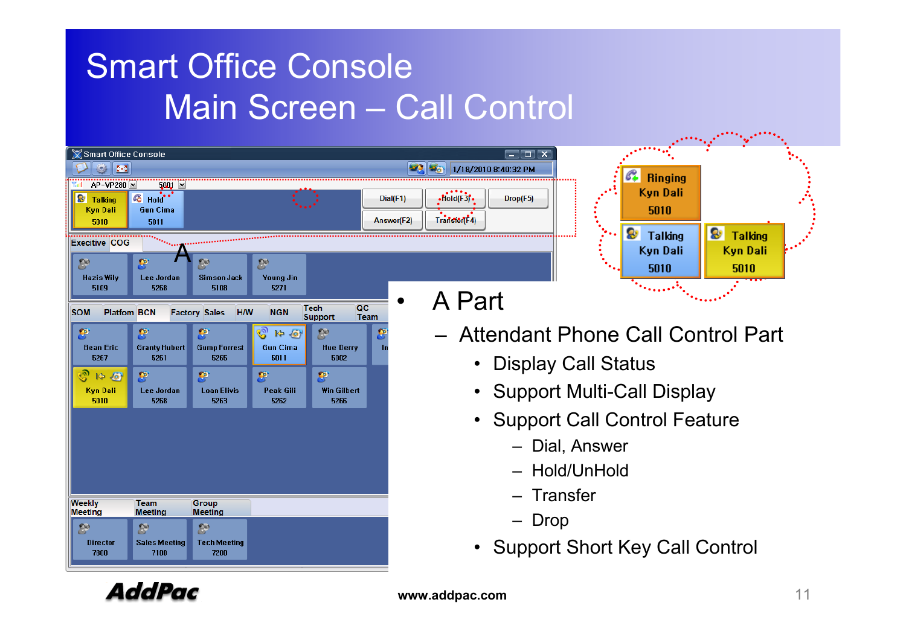# Smart Office Console
## Main Screen – Call Control

- A Part
  - Attendant Phone Call Control Part
    - Display Call Status
    - Support Multi-Call Display
    - Support Call Control Feature
      - Dial, Answer
      - Hold/UnHold
      - Transfer
      - Drop
    - Support Short Key Call Control

www.addpac.com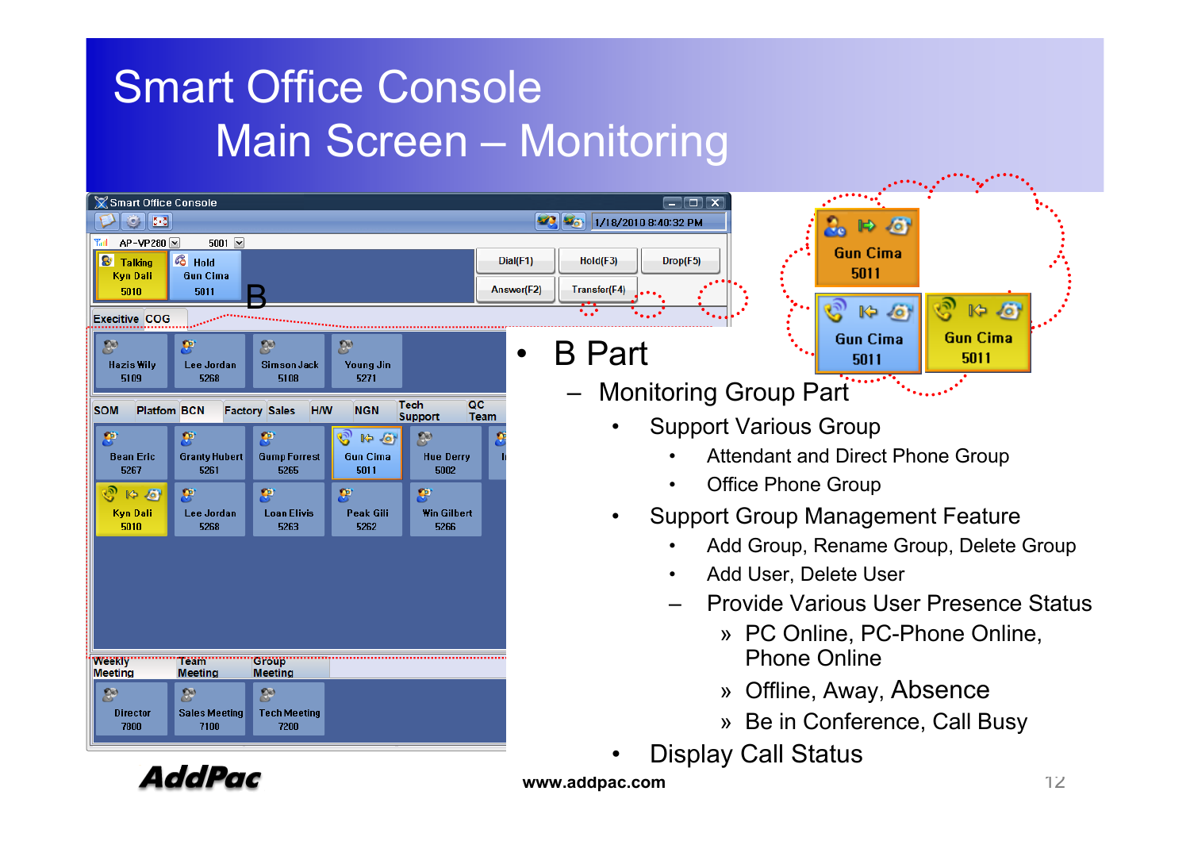# Smart Office Console
## Main Screen – Monitoring

- B Part
  - Monitoring Group Part
    - Support Various Group
      - Attendant and Direct Phone Group
      - Office Phone Group
    - Support Group Management Feature
      - Add Group, Rename Group, Delete Group
      - Add User, Delete User
      - Provide Various User Presence Status
        - PC Online, PC-Phone Online, Phone Online
        - Offline, Away, Absence
        - Be in Conference, Call Busy
    - Display Call Status

www.addpac.com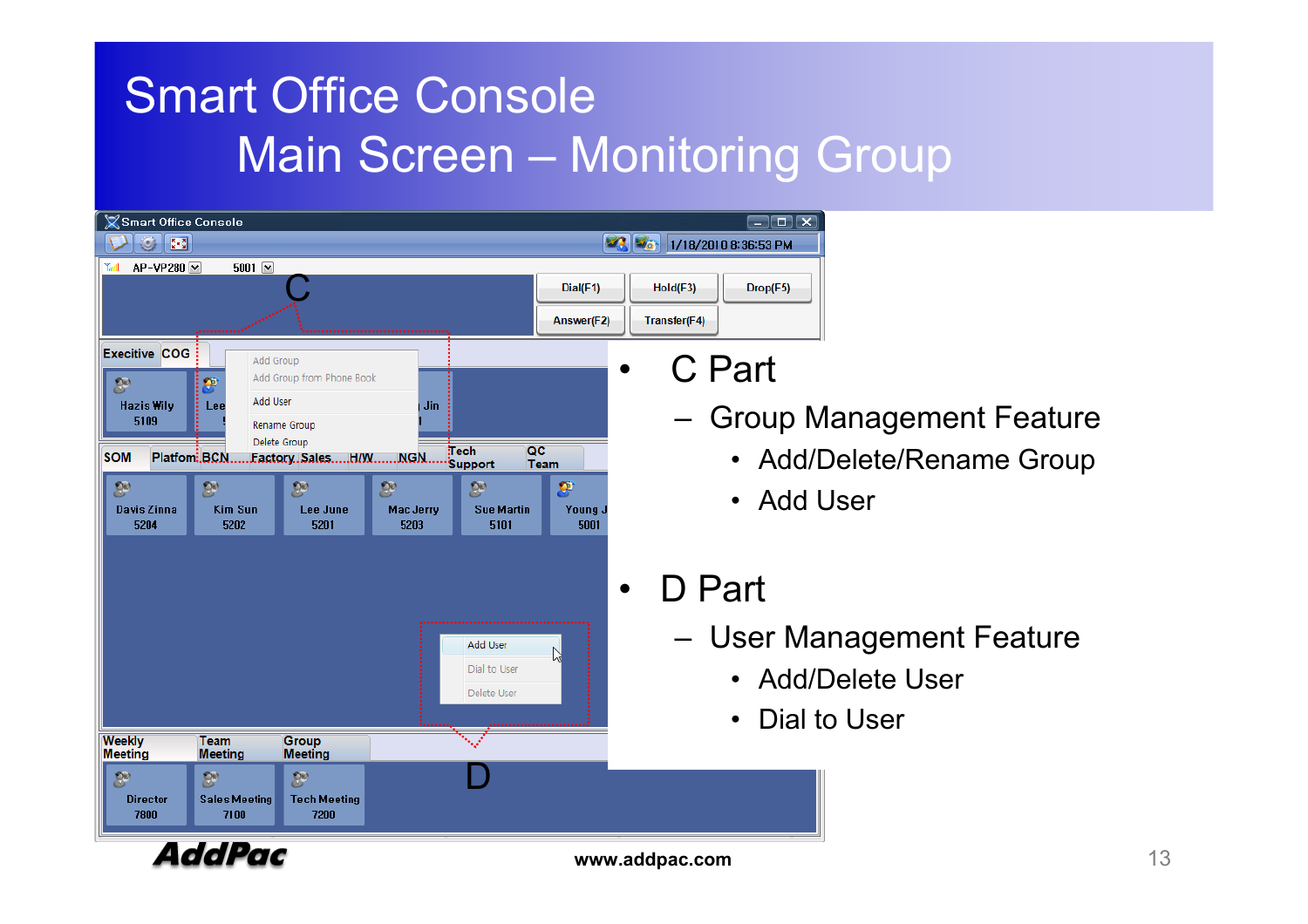# Smart Office Console
## Main Screen – Monitoring Group

- C Part
  - Group Management Feature
    - Add/Delete/Rename Group
    - Add User
- D Part
  - User Management Feature
    - Add/Delete User
    - Dial to User

www.addpac.com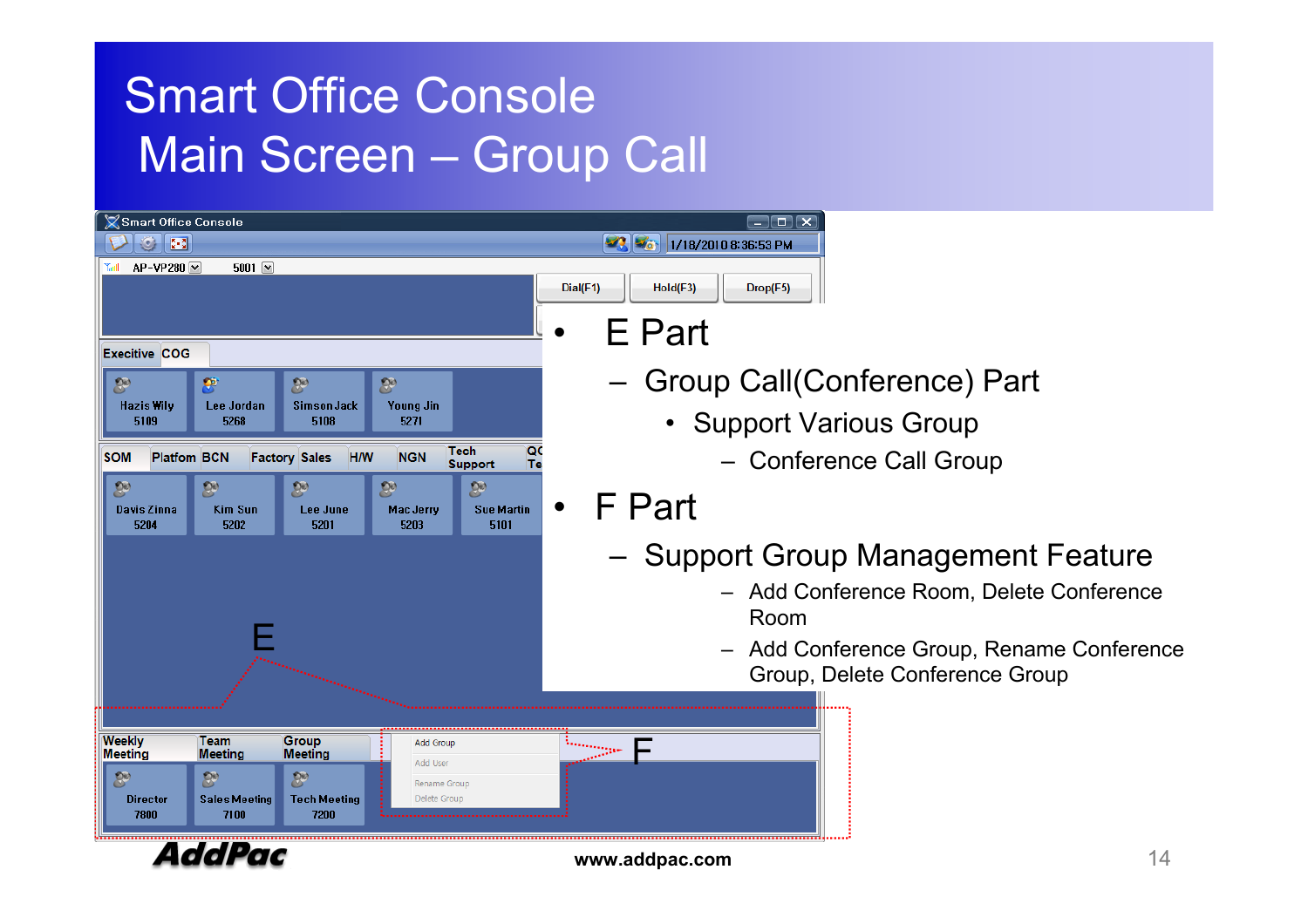# Smart Office Console Main Screen – Group Call

- E Part
  - Group Call(Conference) Part
    - Support Various Group
      - Conference Call Group
- F Part
  - Support Group Management Feature
    - Add Conference Room, Delete Conference Room
    - Add Conference Group, Rename Conference Group, Delete Conference Group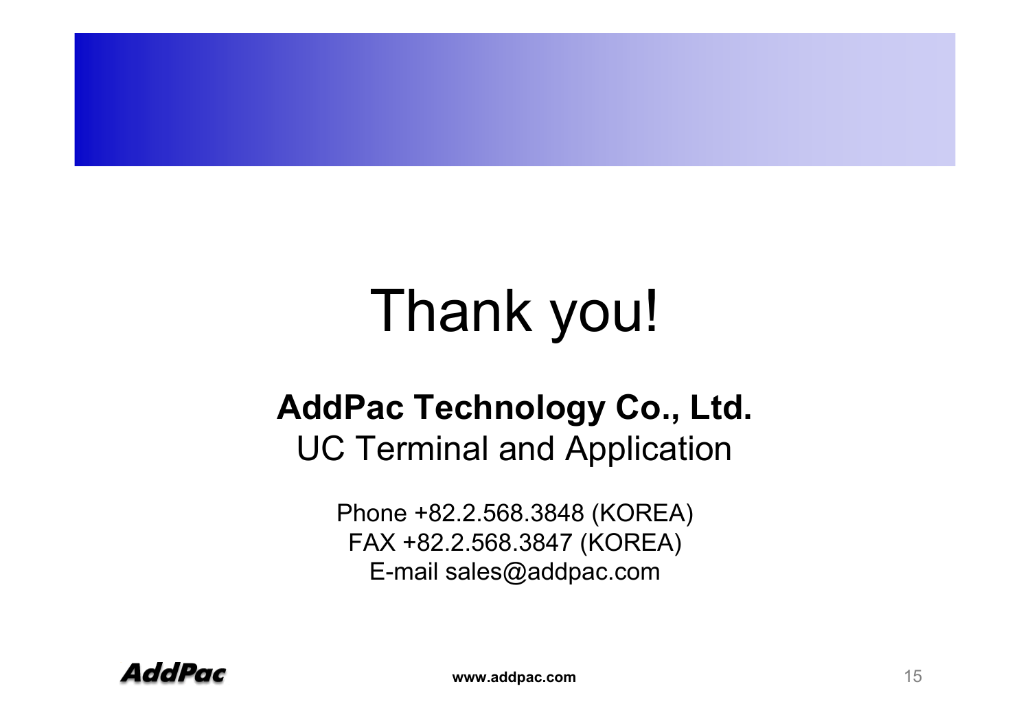# Thank you!

**AddPac Technology Co., Ltd.**
UC Terminal and Application

Phone +82.2.568.3848 (KOREA)
FAX +82.2.568.3847 (KOREA)
E-mail sales@addpac.com